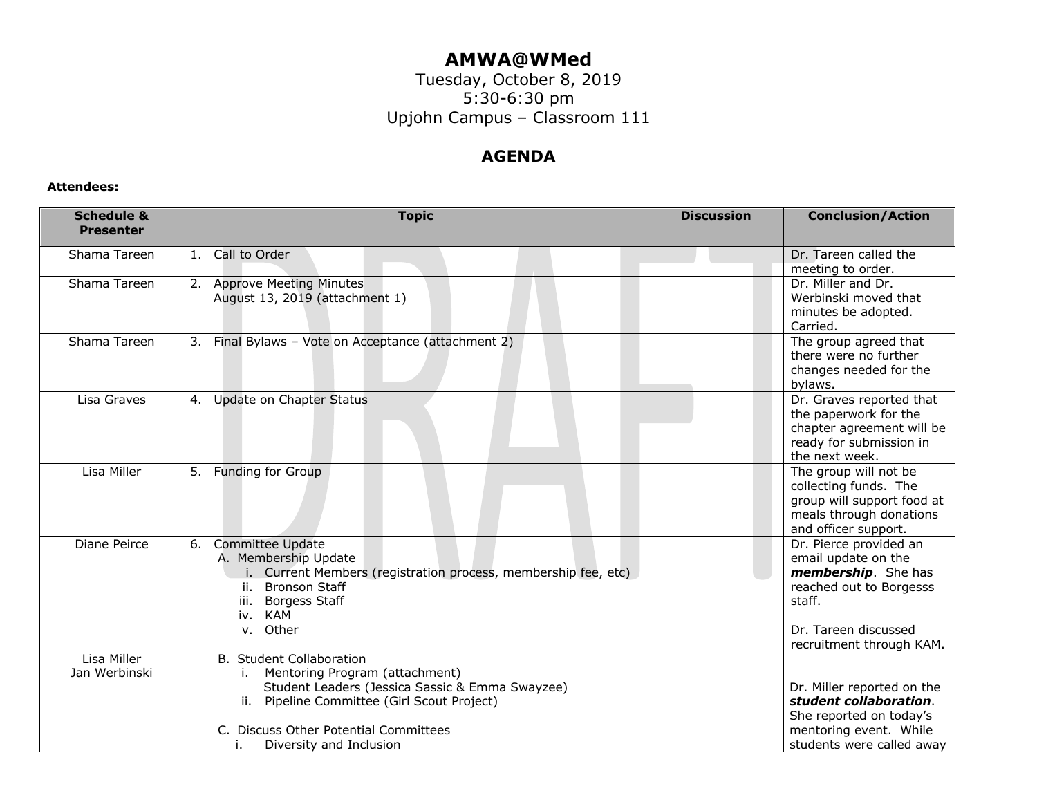# AMWA@WMed

Tuesday, October 8, 2019
5:30-6:30 pm
Upjohn Campus – Classroom 111

## AGENDA

**Attendees:**

| Schedule & Presenter | Topic | Discussion | Conclusion/Action |
|---|---|---|---|
| Shama Tareen | 1. Call to Order | | Dr. Tareen called the meeting to order. |
| Shama Tareen | 2. Approve Meeting Minutes<br>August 13, 2019 (attachment 1) | | Dr. Miller and Dr. Werbinski moved that minutes be adopted. Carried. |
| Shama Tareen | 3. Final Bylaws – Vote on Acceptance (attachment 2) | | The group agreed that there were no further changes needed for the bylaws. |
| Lisa Graves | 4. Update on Chapter Status | | Dr. Graves reported that the paperwork for the chapter agreement will be ready for submission in the next week. |
| Lisa Miller | 5. Funding for Group | | The group will not be collecting funds. The group will support food at meals through donations and officer support. |
| Diane Peirce<br><br><br><br><br><br><br>Lisa Miller<br>Jan Werbinski | 6. Committee Update<br>A. Membership Update<br>i. Current Members (registration process, membership fee, etc)<br>ii. Bronson Staff<br>iii. Borgess Staff<br>iv. KAM<br>v. Other<br><br>B. Student Collaboration<br>i. Mentoring Program (attachment)<br>Student Leaders (Jessica Sassic & Emma Swayzee)<br>ii. Pipeline Committee (Girl Scout Project)<br><br>C. Discuss Other Potential Committees<br>i. Diversity and Inclusion | | Dr. Pierce provided an email update on the ***membership***. She has reached out to Borgesss staff.<br><br>Dr. Tareen discussed recruitment through KAM.<br><br>Dr. Miller reported on the ***student collaboration***. She reported on today's mentoring event. While students were called away |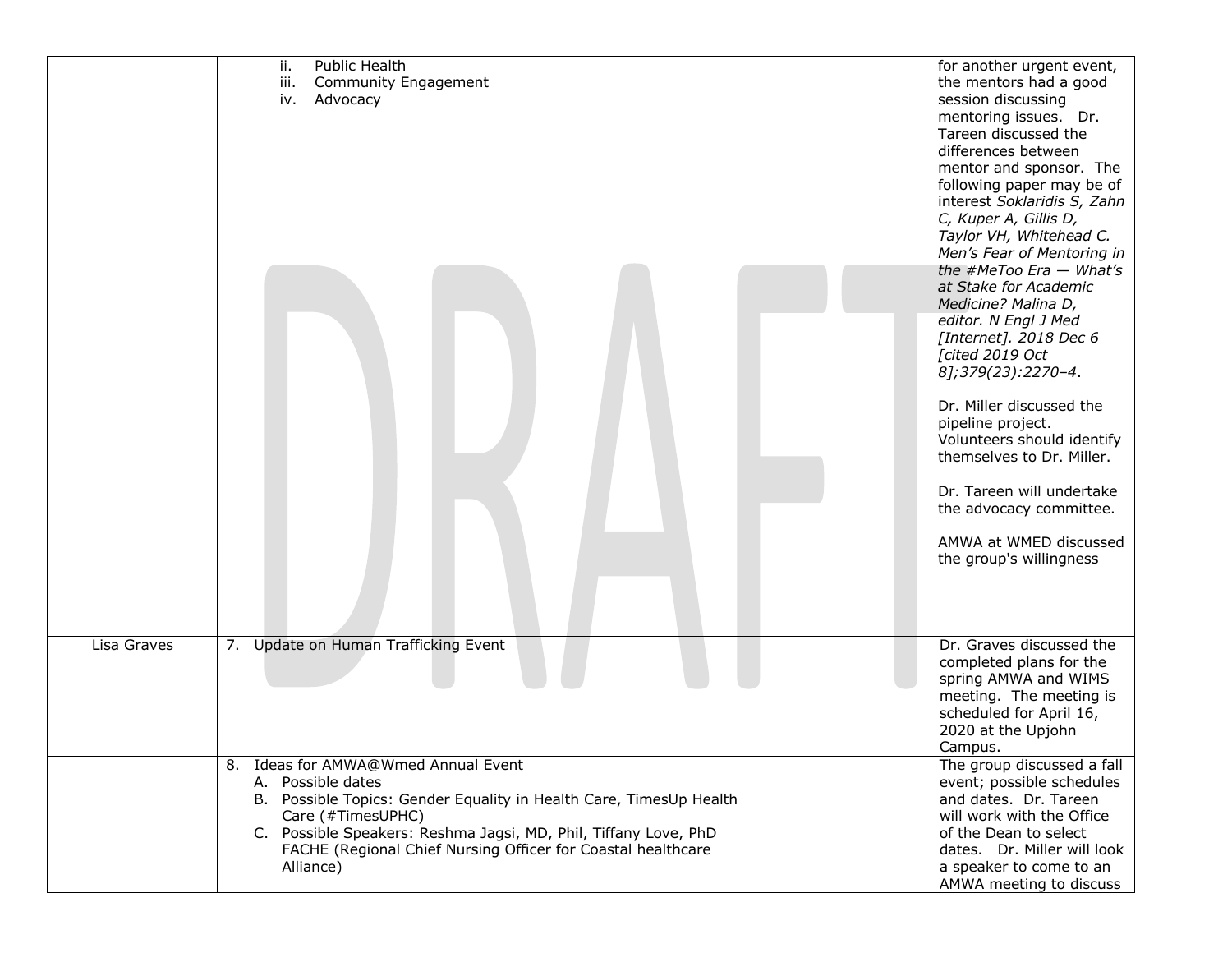| | | | |
|---|---|---|---|
| | ii. Public Health<br>iii. Community Engagement<br>iv. Advocacy | | for another urgent event, the mentors had a good session discussing mentoring issues. Dr. Tareen discussed the differences between mentor and sponsor. The following paper may be of interest *Soklaridis S, Zahn C, Kuper A, Gillis D, Taylor VH, Whitehead C. Men's Fear of Mentoring in the #MeToo Era — What's at Stake for Academic Medicine? Malina D, editor. N Engl J Med [Internet]. 2018 Dec 6 [cited 2019 Oct 8];379(23):2270–4*.<br><br>Dr. Miller discussed the pipeline project. Volunteers should identify themselves to Dr. Miller.<br><br>Dr. Tareen will undertake the advocacy committee.<br><br>AMWA at WMED discussed the group's willingness |
| Lisa Graves | 7. Update on Human Trafficking Event | | Dr. Graves discussed the completed plans for the spring AMWA and WIMS meeting. The meeting is scheduled for April 16, 2020 at the Upjohn Campus. |
| | 8. Ideas for AMWA@Wmed Annual Event<br>A. Possible dates<br>B. Possible Topics: Gender Equality in Health Care, TimesUp Health Care (#TimesUPHC)<br>C. Possible Speakers: Reshma Jagsi, MD, Phil, Tiffany Love, PhD FACHE (Regional Chief Nursing Officer for Coastal healthcare Alliance) | | The group discussed a fall event; possible schedules and dates. Dr. Tareen will work with the Office of the Dean to select dates. Dr. Miller will look a speaker to come to an AMWA meeting to discuss |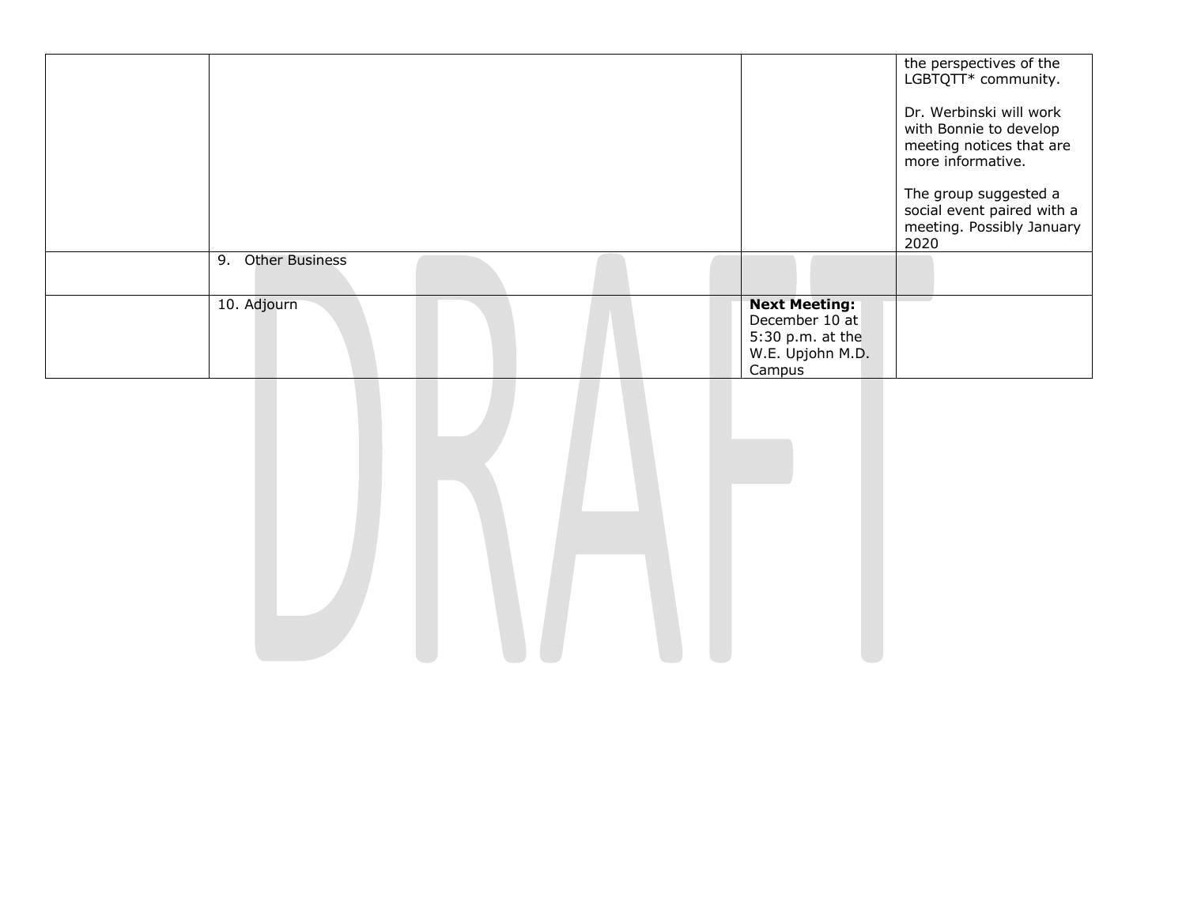| | | | |
|---|---|---|---|
| | | | the perspectives of the LGBTQTT* community.<br><br>Dr. Werbinski will work with Bonnie to develop meeting notices that are more informative.<br><br>The group suggested a social event paired with a meeting. Possibly January 2020 |
| | 9. Other Business | | |
| | 10. Adjourn | **Next Meeting:** December 10 at 5:30 p.m. at the W.E. Upjohn M.D. Campus | |

DRAFT